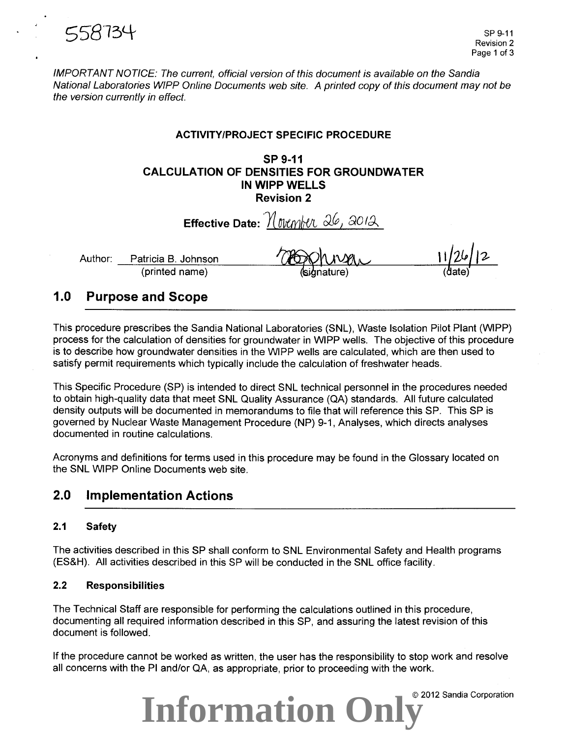558734

*IMPORTANT NOTICE: The current, official version of this document is available on the Sandia National Laboratories WIPP Online Documents web site. A printed copy of this document may not be the version currently in effect.*

**ACTIVITY/PROJECT SPECIFIC PROCEDURE**

**SP 9-11**
**CALCULATION OF DENSITIES FOR GROUNDWATER IN WIPP WELLS**
**Revision 2**

**Effective Date:** November 26, 2012

| Author: | Patricia B. Johnson | PBJohnson | 11/26/12 |
|---|---|---|---|
| | (printed name) | (signature) | (date) |

## 1.0 Purpose and Scope

This procedure prescribes the Sandia National Laboratories (SNL), Waste Isolation Pilot Plant (WIPP) process for the calculation of densities for groundwater in WIPP wells. The objective of this procedure is to describe how groundwater densities in the WIPP wells are calculated, which are then used to satisfy permit requirements which typically include the calculation of freshwater heads.

This Specific Procedure (SP) is intended to direct SNL technical personnel in the procedures needed to obtain high-quality data that meet SNL Quality Assurance (QA) standards. All future calculated density outputs will be documented in memorandums to file that will reference this SP. This SP is governed by Nuclear Waste Management Procedure (NP) 9-1, Analyses, which directs analyses documented in routine calculations.

Acronyms and definitions for terms used in this procedure may be found in the Glossary located on the SNL WIPP Online Documents web site.

## 2.0 Implementation Actions

### 2.1 Safety

The activities described in this SP shall conform to SNL Environmental Safety and Health programs (ES&H). All activities described in this SP will be conducted in the SNL office facility.

### 2.2 Responsibilities

The Technical Staff are responsible for performing the calculations outlined in this procedure, documenting all required information described in this SP, and assuring the latest revision of this document is followed.

If the procedure cannot be worked as written, the user has the responsibility to stop work and resolve all concerns with the PI and/or QA, as appropriate, prior to proceeding with the work.

© 2012 Sandia Corporation

**Information Only**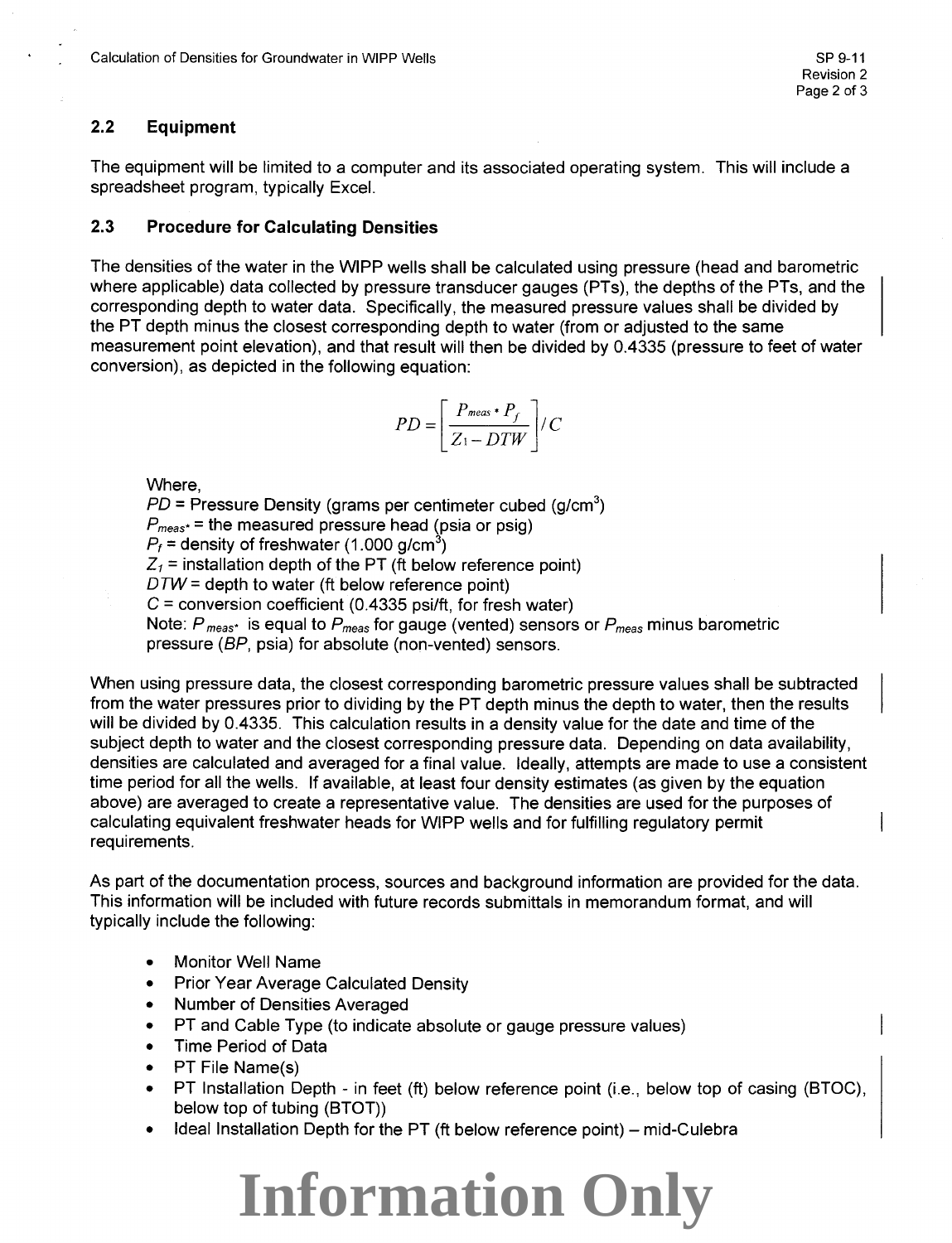## 2.2 Equipment

The equipment will be limited to a computer and its associated operating system. This will include a spreadsheet program, typically Excel.

## 2.3 Procedure for Calculating Densities

The densities of the water in the WIPP wells shall be calculated using pressure (head and barometric where applicable) data collected by pressure transducer gauges (PTs), the depths of the PTs, and the corresponding depth to water data. Specifically, the measured pressure values shall be divided by the PT depth minus the closest corresponding depth to water (from or adjusted to the same measurement point elevation), and that result will then be divided by 0.4335 (pressure to feet of water conversion), as depicted in the following equation:

$$PD = \left[ \frac{P_{meas^*} \cdot P_f}{Z_1 - DTW} \right] / C$$

Where,

$PD$ = Pressure Density (grams per centimeter cubed (g/cm$^3$)

$P_{meas^*}$ = the measured pressure head (psia or psig)

$P_f$ = density of freshwater (1.000 g/cm$^3$)

$Z_1$ = installation depth of the PT (ft below reference point)

$DTW$ = depth to water (ft below reference point)

$C$ = conversion coefficient (0.4335 psi/ft, for fresh water)

Note: $P_{meas^*}$ is equal to $P_{meas}$ for gauge (vented) sensors or $P_{meas}$ minus barometric pressure (*BP*, psia) for absolute (non-vented) sensors.

When using pressure data, the closest corresponding barometric pressure values shall be subtracted from the water pressures prior to dividing by the PT depth minus the depth to water, then the results will be divided by 0.4335. This calculation results in a density value for the date and time of the subject depth to water and the closest corresponding pressure data. Depending on data availability, densities are calculated and averaged for a final value. Ideally, attempts are made to use a consistent time period for all the wells. If available, at least four density estimates (as given by the equation above) are averaged to create a representative value. The densities are used for the purposes of calculating equivalent freshwater heads for WIPP wells and for fulfilling regulatory permit requirements.

As part of the documentation process, sources and background information are provided for the data. This information will be included with future records submittals in memorandum format, and will typically include the following:

- Monitor Well Name
- Prior Year Average Calculated Density
- Number of Densities Averaged
- PT and Cable Type (to indicate absolute or gauge pressure values)
- Time Period of Data
- PT File Name(s)
- PT Installation Depth - in feet (ft) below reference point (i.e., below top of casing (BTOC), below top of tubing (BTOT))
- Ideal Installation Depth for the PT (ft below reference point) – mid-Culebra

Information Only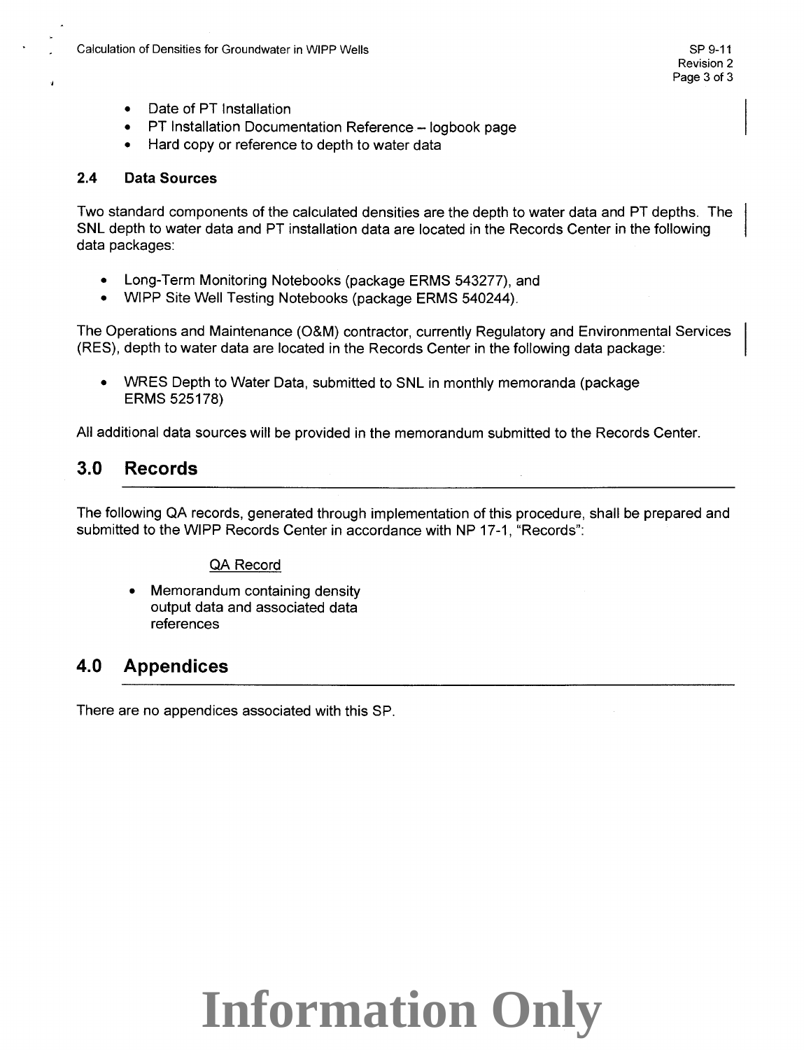- Date of PT Installation
- PT Installation Documentation Reference – logbook page
- Hard copy or reference to depth to water data

### 2.4 Data Sources

Two standard components of the calculated densities are the depth to water data and PT depths. The SNL depth to water data and PT installation data are located in the Records Center in the following data packages:

- Long-Term Monitoring Notebooks (package ERMS 543277), and
- WIPP Site Well Testing Notebooks (package ERMS 540244).

The Operations and Maintenance (O&M) contractor, currently Regulatory and Environmental Services (RES), depth to water data are located in the Records Center in the following data package:

- WRES Depth to Water Data, submitted to SNL in monthly memoranda (package ERMS 525178)

All additional data sources will be provided in the memorandum submitted to the Records Center.

## 3.0 Records

The following QA records, generated through implementation of this procedure, shall be prepared and submitted to the WIPP Records Center in accordance with NP 17-1, "Records":

QA Record

- Memorandum containing density output data and associated data references

## 4.0 Appendices

There are no appendices associated with this SP.

**Information Only**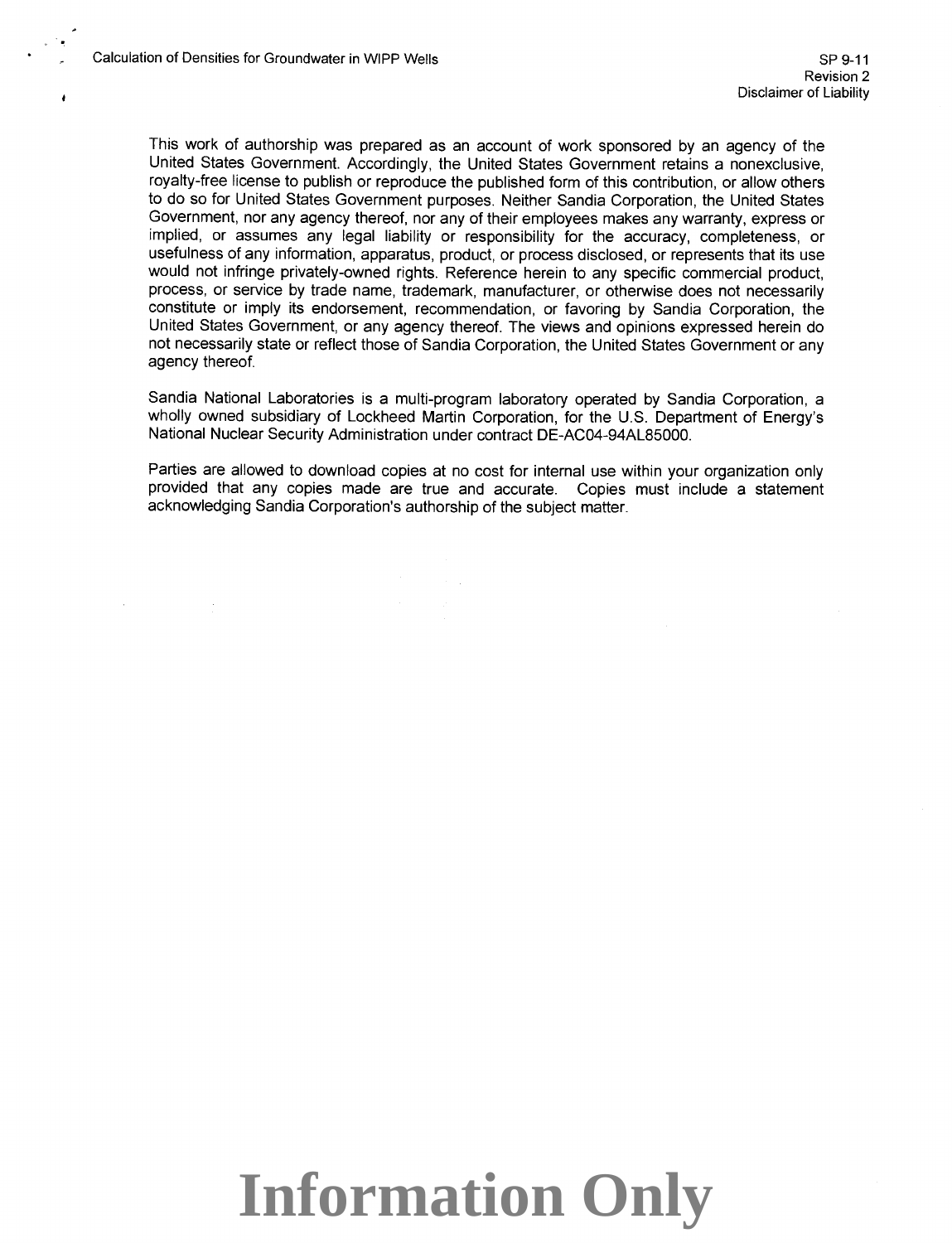This work of authorship was prepared as an account of work sponsored by an agency of the United States Government. Accordingly, the United States Government retains a nonexclusive, royalty-free license to publish or reproduce the published form of this contribution, or allow others to do so for United States Government purposes. Neither Sandia Corporation, the United States Government, nor any agency thereof, nor any of their employees makes any warranty, express or implied, or assumes any legal liability or responsibility for the accuracy, completeness, or usefulness of any information, apparatus, product, or process disclosed, or represents that its use would not infringe privately-owned rights. Reference herein to any specific commercial product, process, or service by trade name, trademark, manufacturer, or otherwise does not necessarily constitute or imply its endorsement, recommendation, or favoring by Sandia Corporation, the United States Government, or any agency thereof. The views and opinions expressed herein do not necessarily state or reflect those of Sandia Corporation, the United States Government or any agency thereof.

Sandia National Laboratories is a multi-program laboratory operated by Sandia Corporation, a wholly owned subsidiary of Lockheed Martin Corporation, for the U.S. Department of Energy's National Nuclear Security Administration under contract DE-AC04-94AL85000.

Parties are allowed to download copies at no cost for internal use within your organization only provided that any copies made are true and accurate. Copies must include a statement acknowledging Sandia Corporation's authorship of the subject matter.

**Information Only**